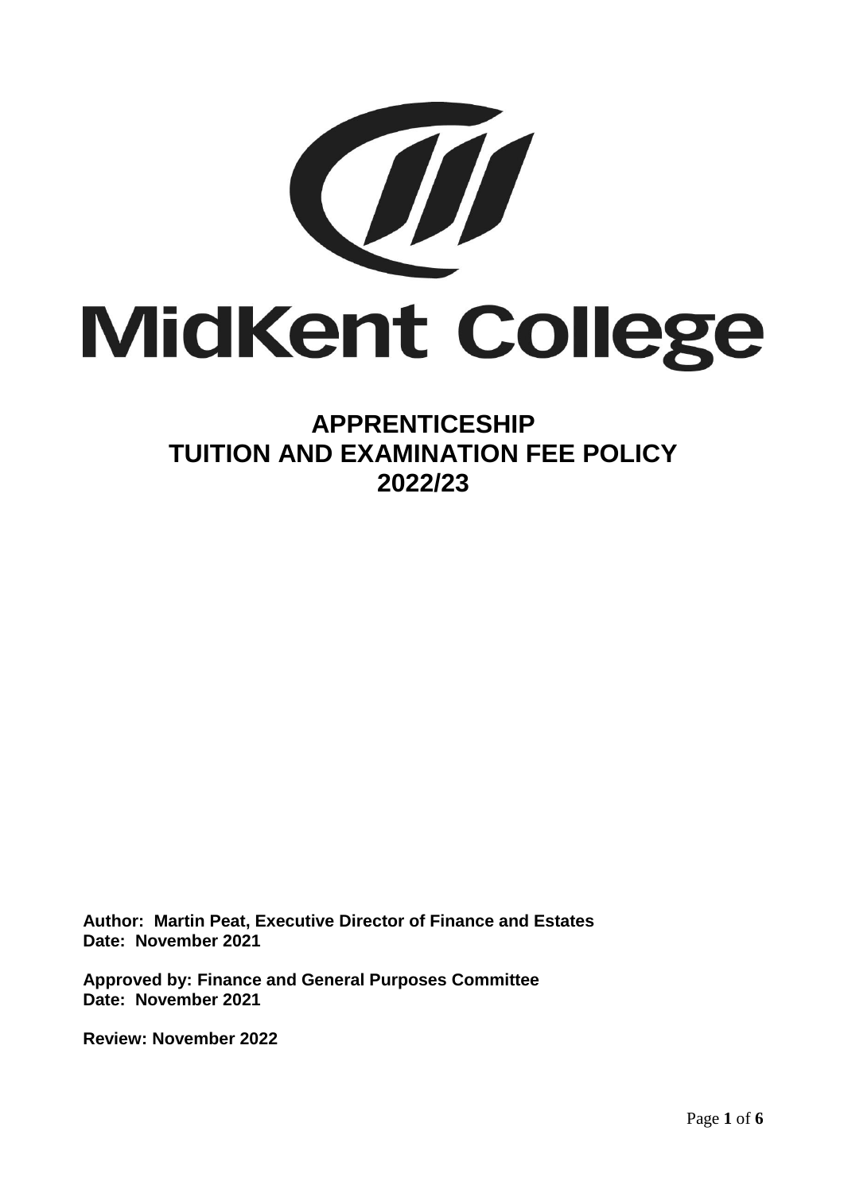# MidKent College

# APPRENTICESHIP TUITION AND EXAMINATION FEE POLICY 2022/23

**Author: Martin Peat, Executive Director of Finance and Estates**
**Date: November 2021**

**Approved by: Finance and General Purposes Committee**
**Date: November 2021**

**Review: November 2022**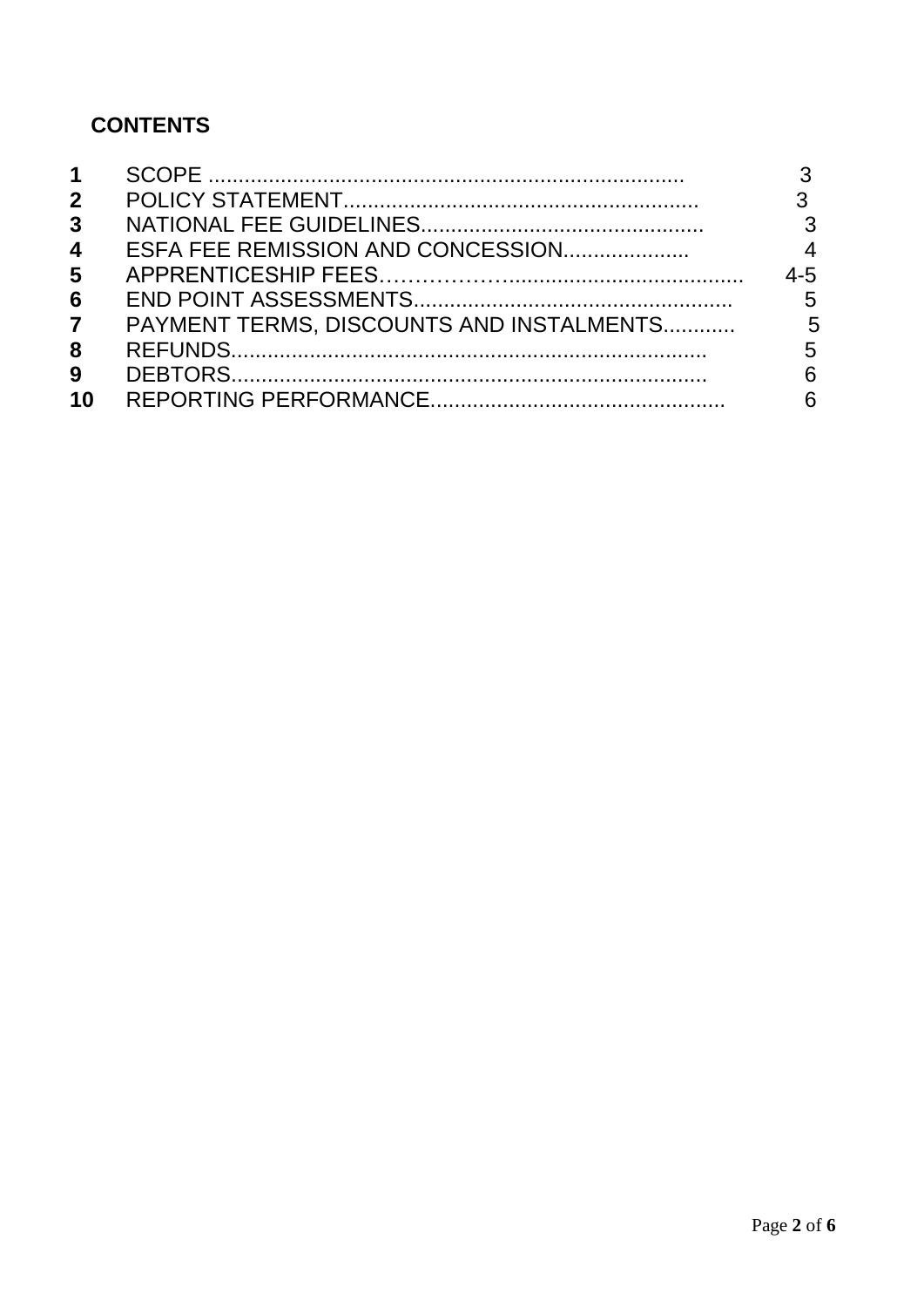## CONTENTS

| | | |
|---|---|---|
| **1** | SCOPE | 3 |
| **2** | POLICY STATEMENT | 3 |
| **3** | NATIONAL FEE GUIDELINES | 3 |
| **4** | ESFA FEE REMISSION AND CONCESSION | 4 |
| **5** | APPRENTICESHIP FEES | 4-5 |
| **6** | END POINT ASSESSMENTS | 5 |
| **7** | PAYMENT TERMS, DISCOUNTS AND INSTALMENTS | 5 |
| **8** | REFUNDS | 5 |
| **9** | DEBTORS | 6 |
| **10** | REPORTING PERFORMANCE | 6 |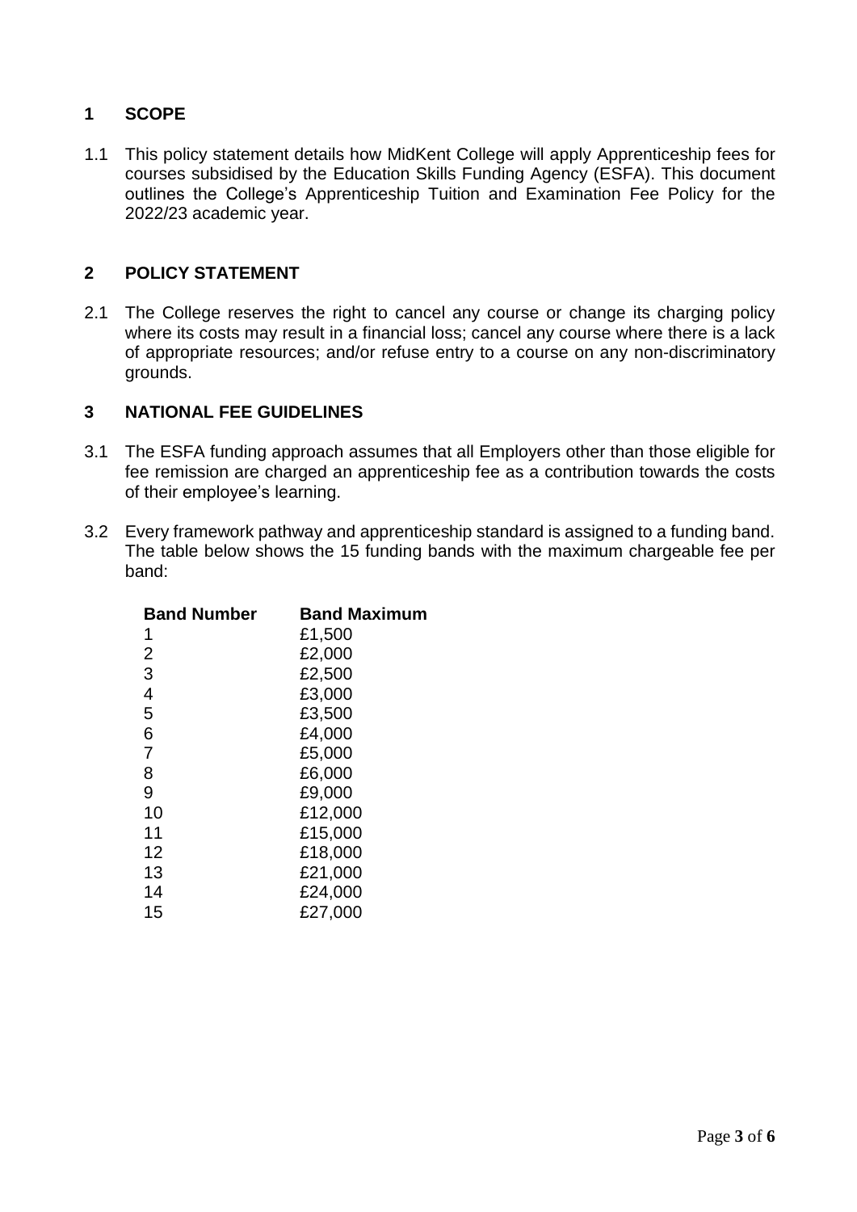## 1 SCOPE

1.1 This policy statement details how MidKent College will apply Apprenticeship fees for courses subsidised by the Education Skills Funding Agency (ESFA). This document outlines the College's Apprenticeship Tuition and Examination Fee Policy for the 2022/23 academic year.

## 2 POLICY STATEMENT

2.1 The College reserves the right to cancel any course or change its charging policy where its costs may result in a financial loss; cancel any course where there is a lack of appropriate resources; and/or refuse entry to a course on any non-discriminatory grounds.

## 3 NATIONAL FEE GUIDELINES

3.1 The ESFA funding approach assumes that all Employers other than those eligible for fee remission are charged an apprenticeship fee as a contribution towards the costs of their employee's learning.

3.2 Every framework pathway and apprenticeship standard is assigned to a funding band. The table below shows the 15 funding bands with the maximum chargeable fee per band:

| Band Number | Band Maximum |
|---|---|
| 1 | £1,500 |
| 2 | £2,000 |
| 3 | £2,500 |
| 4 | £3,000 |
| 5 | £3,500 |
| 6 | £4,000 |
| 7 | £5,000 |
| 8 | £6,000 |
| 9 | £9,000 |
| 10 | £12,000 |
| 11 | £15,000 |
| 12 | £18,000 |
| 13 | £21,000 |
| 14 | £24,000 |
| 15 | £27,000 |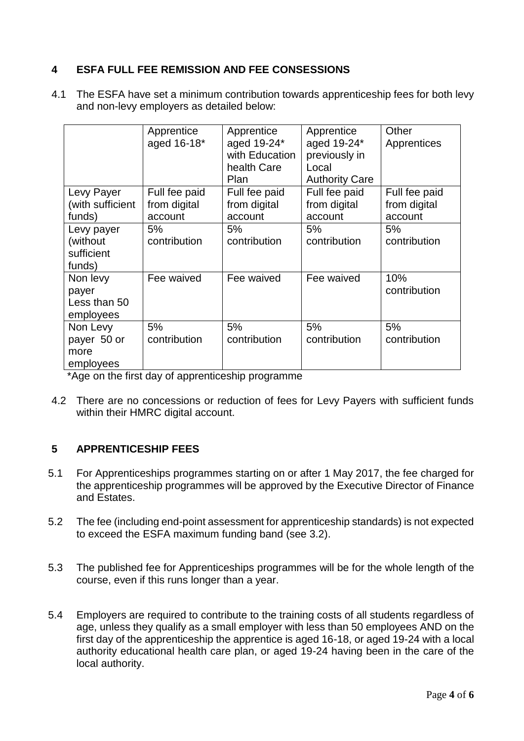## 4 ESFA FULL FEE REMISSION AND FEE CONSESSIONS

4.1 The ESFA have set a minimum contribution towards apprenticeship fees for both levy and non-levy employers as detailed below:

| | Apprentice aged 16-18* | Apprentice aged 19-24* with Education health Care Plan | Apprentice aged 19-24* previously in Local Authority Care | Other Apprentices |
|---|---|---|---|---|
| Levy Payer (with sufficient funds) | Full fee paid from digital account | Full fee paid from digital account | Full fee paid from digital account | Full fee paid from digital account |
| Levy payer (without sufficient funds) | 5% contribution | 5% contribution | 5% contribution | 5% contribution |
| Non levy payer Less than 50 employees | Fee waived | Fee waived | Fee waived | 10% contribution |
| Non Levy payer 50 or more employees | 5% contribution | 5% contribution | 5% contribution | 5% contribution |

*Age on the first day of apprenticeship programme

4.2 There are no concessions or reduction of fees for Levy Payers with sufficient funds within their HMRC digital account.

## 5 APPRENTICESHIP FEES

5.1 For Apprenticeships programmes starting on or after 1 May 2017, the fee charged for the apprenticeship programmes will be approved by the Executive Director of Finance and Estates.

5.2 The fee (including end-point assessment for apprenticeship standards) is not expected to exceed the ESFA maximum funding band (see 3.2).

5.3 The published fee for Apprenticeships programmes will be for the whole length of the course, even if this runs longer than a year.

5.4 Employers are required to contribute to the training costs of all students regardless of age, unless they qualify as a small employer with less than 50 employees AND on the first day of the apprenticeship the apprentice is aged 16-18, or aged 19-24 with a local authority educational health care plan, or aged 19-24 having been in the care of the local authority.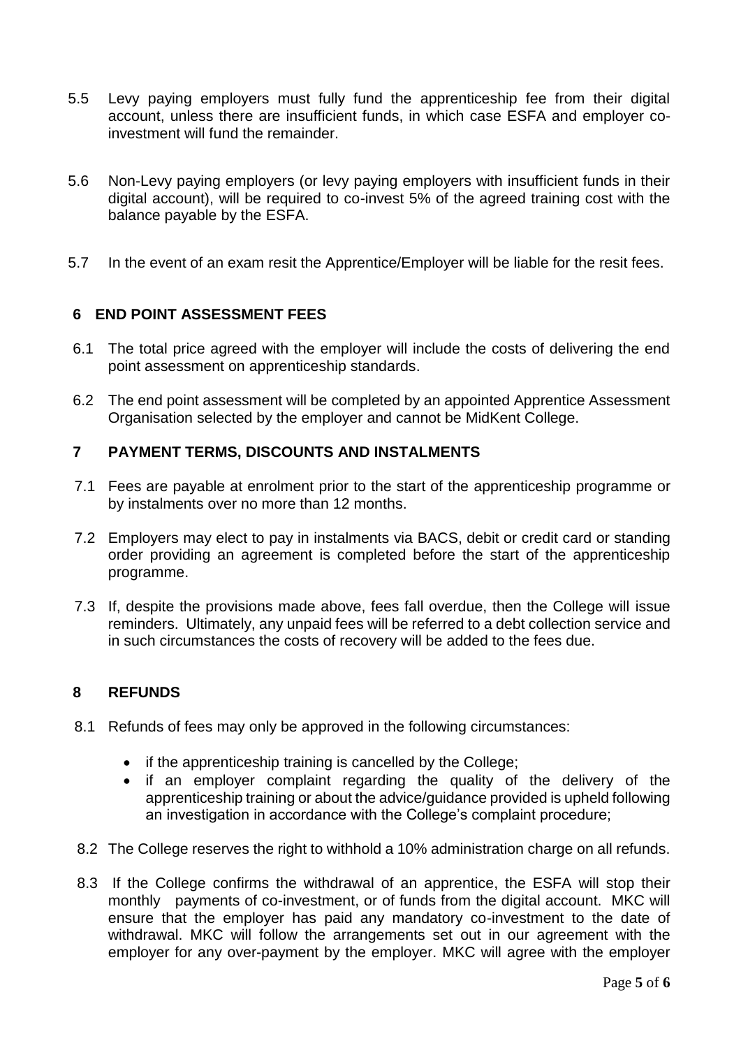5.5 Levy paying employers must fully fund the apprenticeship fee from their digital account, unless there are insufficient funds, in which case ESFA and employer co-investment will fund the remainder.

5.6 Non-Levy paying employers (or levy paying employers with insufficient funds in their digital account), will be required to co-invest 5% of the agreed training cost with the balance payable by the ESFA.

5.7 In the event of an exam resit the Apprentice/Employer will be liable for the resit fees.

## 6 END POINT ASSESSMENT FEES

6.1 The total price agreed with the employer will include the costs of delivering the end point assessment on apprenticeship standards.

6.2 The end point assessment will be completed by an appointed Apprentice Assessment Organisation selected by the employer and cannot be MidKent College.

## 7 PAYMENT TERMS, DISCOUNTS AND INSTALMENTS

7.1 Fees are payable at enrolment prior to the start of the apprenticeship programme or by instalments over no more than 12 months.

7.2 Employers may elect to pay in instalments via BACS, debit or credit card or standing order providing an agreement is completed before the start of the apprenticeship programme.

7.3 If, despite the provisions made above, fees fall overdue, then the College will issue reminders. Ultimately, any unpaid fees will be referred to a debt collection service and in such circumstances the costs of recovery will be added to the fees due.

## 8 REFUNDS

8.1 Refunds of fees may only be approved in the following circumstances:

- if the apprenticeship training is cancelled by the College;
- if an employer complaint regarding the quality of the delivery of the apprenticeship training or about the advice/guidance provided is upheld following an investigation in accordance with the College's complaint procedure;

8.2 The College reserves the right to withhold a 10% administration charge on all refunds.

8.3 If the College confirms the withdrawal of an apprentice, the ESFA will stop their monthly payments of co-investment, or of funds from the digital account. MKC will ensure that the employer has paid any mandatory co-investment to the date of withdrawal. MKC will follow the arrangements set out in our agreement with the employer for any over-payment by the employer. MKC will agree with the employer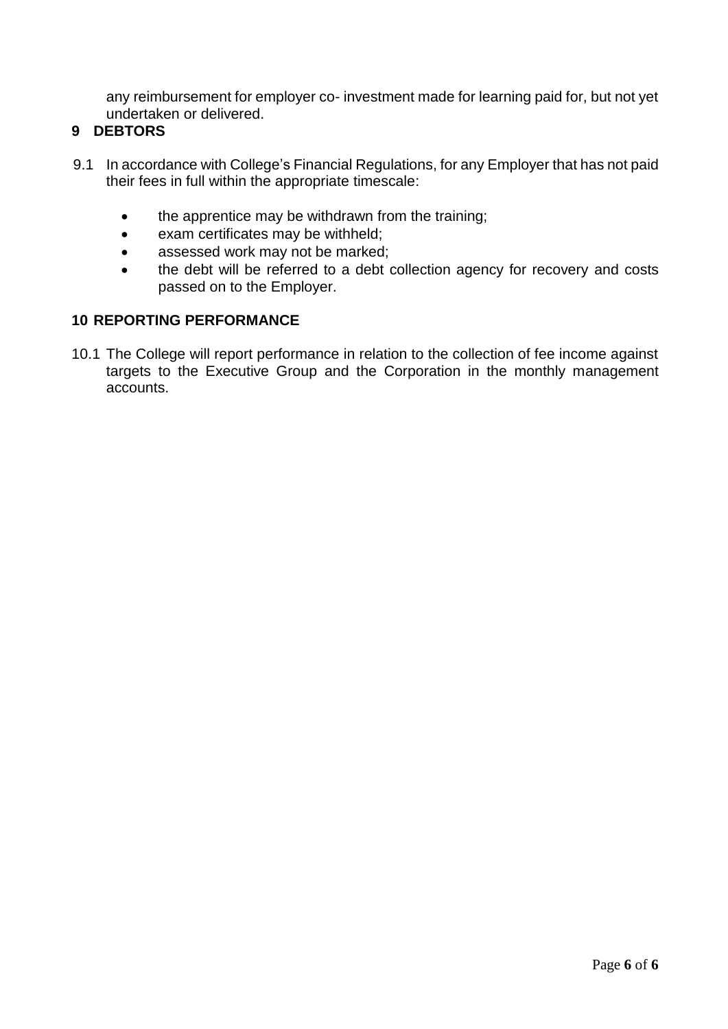any reimbursement for employer co- investment made for learning paid for, but not yet undertaken or delivered.

## 9 DEBTORS

9.1 In accordance with College's Financial Regulations, for any Employer that has not paid their fees in full within the appropriate timescale:

- the apprentice may be withdrawn from the training;
- exam certificates may be withheld;
- assessed work may not be marked;
- the debt will be referred to a debt collection agency for recovery and costs passed on to the Employer.

## 10 REPORTING PERFORMANCE

10.1 The College will report performance in relation to the collection of fee income against targets to the Executive Group and the Corporation in the monthly management accounts.